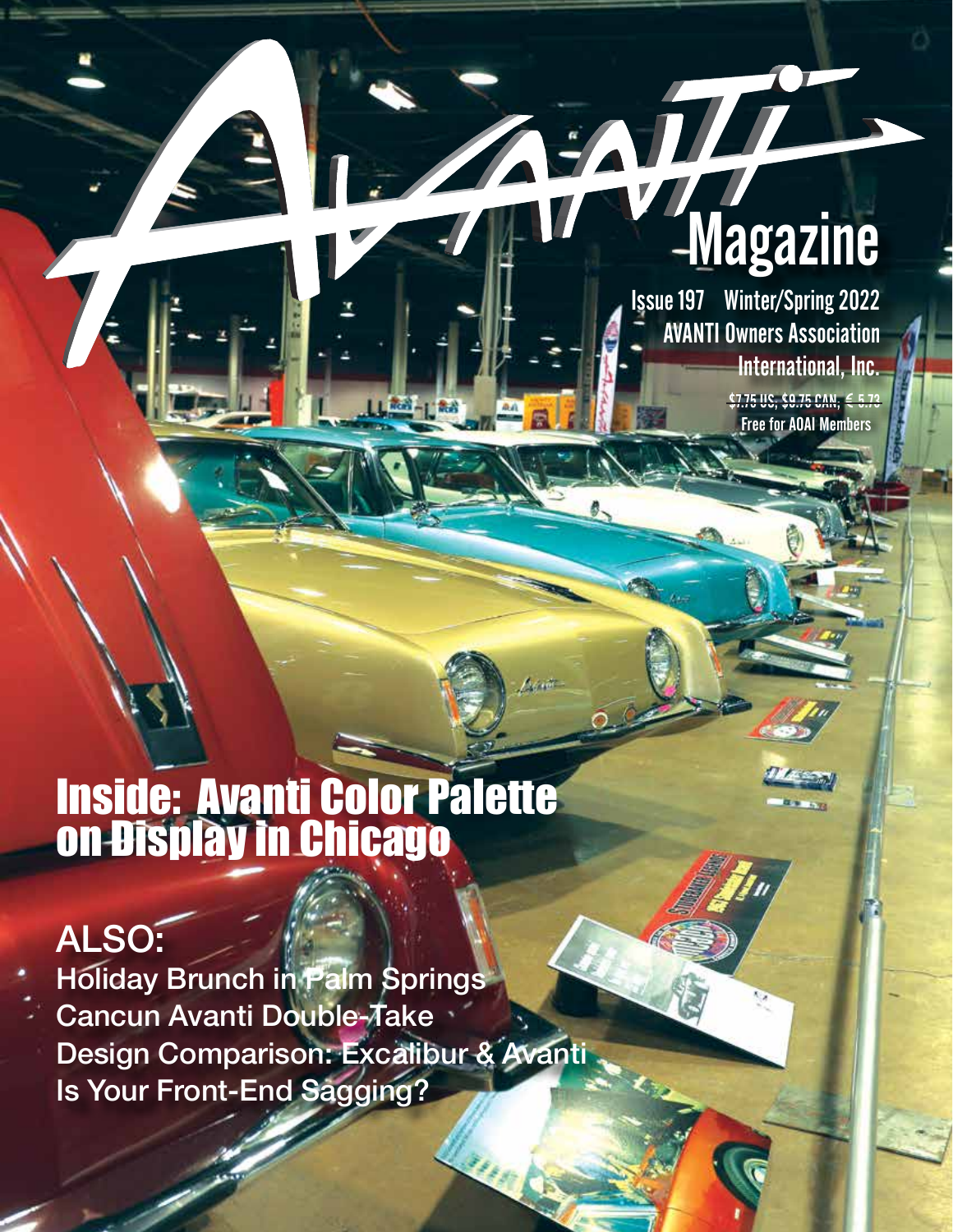# AVANTI Magazine

Issue 197 Winter/Spring 2022

AVANTI Owners Association International, Inc.

$7.75 US, $9.75 CAN, € 5.73

Free for AOAI Members

## Inside: Avanti Color Palette on Display in Chicago

### ALSO:

Holiday Brunch in Palm Springs

Cancun Avanti Double-Take

Design Comparison: Excalibur & Avanti

Is Your Front-End Sagging?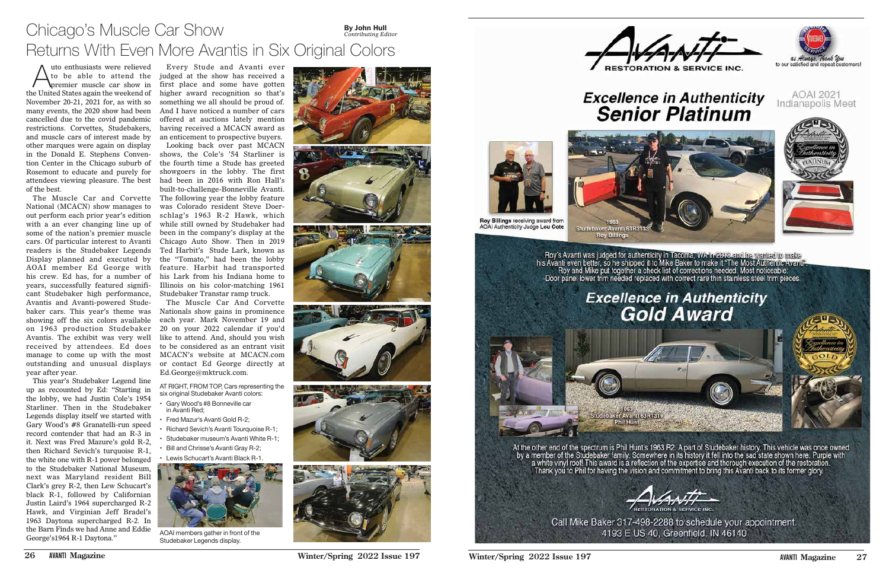# Chicago's Muscle Car Show Returns With Even More Avantis in Six Original Colors

**By John Hull**
*Contributing Editor*

Auto enthusiasts were relieved to be able to attend the premier muscle car show in the United States again the weekend of November 20-21, 2021 for, as with so many events, the 2020 show had been cancelled due to the covid pandemic restrictions. Corvettes, Studebakers, and muscle cars of interest made by other marques were again on display in the Donald E. Stephens Convention Center in the Chicago suburb of Rosemont to educate and purely for attendees viewing pleasure. The best of the best.

The Muscle Car and Corvette National (MCACN) show manages to out perform each prior year's edition with a an ever changing line up of some of the nation's premier muscle cars. Of particular interest to Avanti readers is the Studebaker Legends Display planned and executed by AOAI member Ed George with his crew. Ed has, for a number of years, successfully featured significant Studebaker high performance, Avantis and Avanti-powered Studebaker cars. This year's theme was showing off the six colors available on 1963 production Studebaker Avantis. The exhibit was very well received by attendees. Ed does manage to come up with the most outstanding and unusual displays year after year.

This year's Studebaker Legend line up as recounted by Ed: "Starting in the lobby, we had Justin Cole's 1954 Starliner. Then in the Studebaker Legends display itself we started with Gary Wood's #8 Granatelli-run speed record contender that had an R-3 in it. Next was Fred Mazure's gold R-2, then Richard Sevich's turquoise R-1, the white one with R-1 power belonged to the Studebaker National Museum, next was Maryland resident Bill Clark's grey R-2, then Lew Schucart's black R-1, followed by Californian Justin Laird's 1964 supercharged R-2 Hawk, and Virginian Jeff Bradel's 1963 Daytona supercharged R-2. In the Barn Finds we had Anne and Eddie George's1964 R-1 Daytona."

Every Stude and Avanti ever judged at the show has received a first place and some have gotten higher award recognition so that's something we all should be proud of. And I have noticed a number of cars offered at auctions lately mention having received a MCACN award as an enticement to prospective buyers.

Looking back over past MCACN shows, the Cole's '54 Starliner is the fourth time a Stude has greeted showgoers in the lobby. The first had been in 2016 with Ron Hall's built-to-challenge-Bonneville Avanti. The following year the lobby feature was Colorado resident Steve Doerschlag's 1963 R-2 Hawk, which while still owned by Studebaker had been in the company's display at the Chicago Auto Show. Then in 2019 Ted Harbit's Stude Lark, known as the "Tomato," had been the lobby feature. Harbit had transported his Lark from his Indiana home to Illinois on his color-matching 1961 Studebaker Transtar ramp truck.

The Muscle Car And Corvette Nationals show gains in prominence each year. Mark November 19 and 20 on your 2022 calendar if you'd like to attend. And, should you wish to be considered as an entrant visit MCACN's website at MCACN.com or contact Ed George directly at Ed.George@mktruck.com.

AT RIGHT, FROM TOP, Cars representing the six original Studebaker Avanti colors:

- Gary Wood's #8 Bonneville car in Avanti Red;
- Fred Mazur's Avanti Gold R-2;
- Richard Sevich's Avanti Tourquoise R-1;
- Studebaker museum's Avanti White R-1;
- Bill and Chrisse's Avanti Gray R-2;
- Lewis Schucart's Avanti Black R-1.

AOAI members gather in front of the Studebaker Legends display.

---

**AVANTI RESTORATION & SERVICE INC.**

*as Always, Thank You to our satisfied and repeat customers!*

## Excellence in Authenticity Senior Platinum

AOAI 2021 Indianapolis Meet

Roy Billings receiving award from AOAI Authenticity Judge Lou Cote

1963 Studebaker Avanti 63R3133 Roy Billings

Roy's Avanti was judged for authenticity in Tacoma, WA in 2018 and he wanted to make his Avanti even better, so he shipped it to Mike Baker to make it "The Most Authentic Avanti". Roy and Mike put together a check list of corrections needed. Most noticeable: Door panel lower trim needed replaced with correct rare thin stainless steel trim pieces.

## Excellence in Authenticity Gold Award

1963 Studebaker Avanti 63R1319 Phil Hunt

At the other end of the spectrum is Phil Hunt's 1963 R2. A part of Studebaker history. This vehicle was once owned by a member of the Studebaker family. Somewhere in its history it fell into the sad state shown here. Purple with a white vinyl roof! This award is a reflection of the expertise and thorough execution of the restoration. Thank you to Phil for having the vision and commitment to bring this Avanti back to its former glory.

Call Mike Baker 317-498-2288 to schedule your appointment.
4193 E US 40, Greenfield, IN 46140